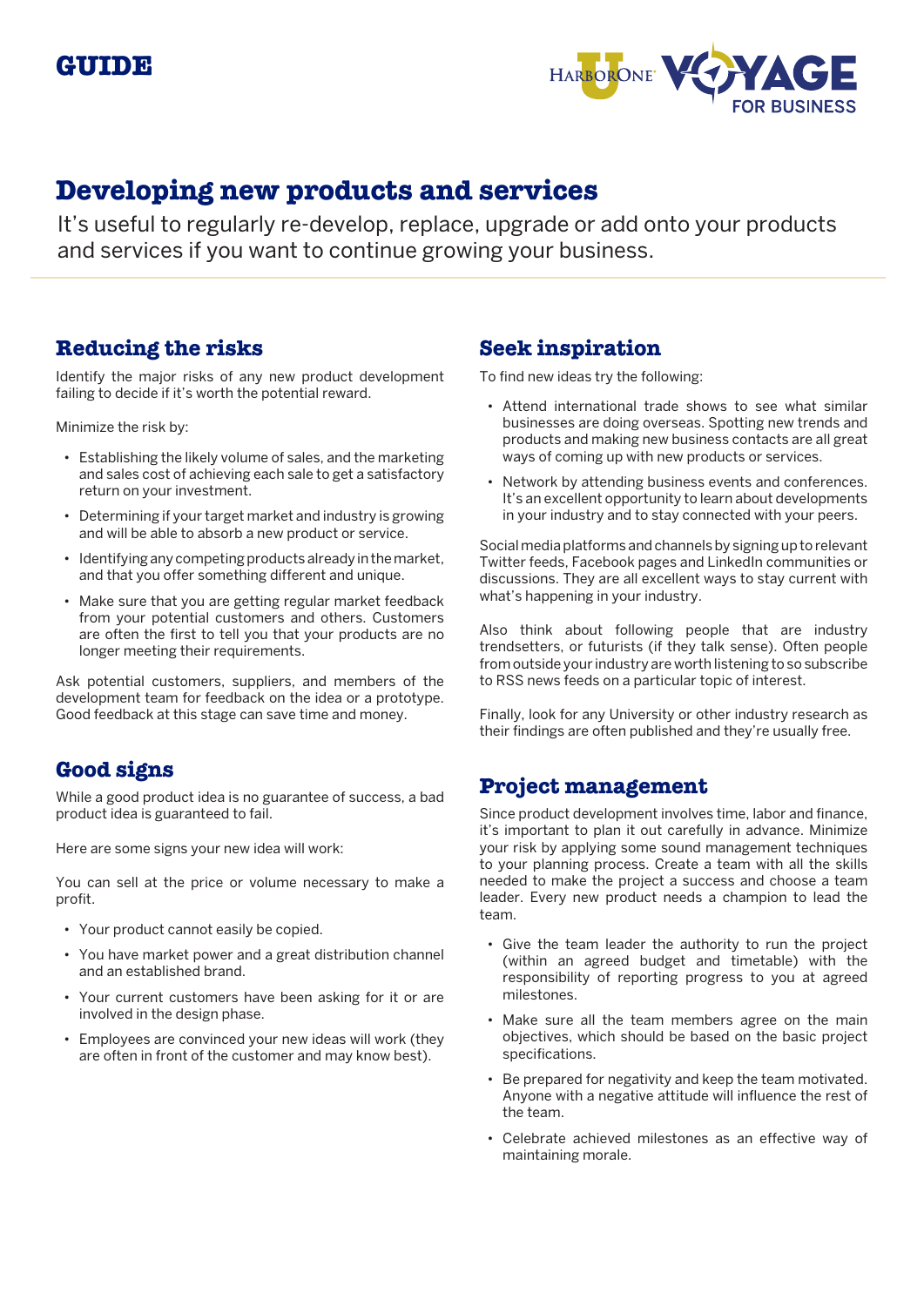GUIDE

# Developing new products and services

It's useful to regularly re-develop, replace, upgrade or add onto your products and services if you want to continue growing your business.

## Reducing the risks

Identify the major risks of any new product development failing to decide if it's worth the potential reward.

Minimize the risk by:

- Establishing the likely volume of sales, and the marketing and sales cost of achieving each sale to get a satisfactory return on your investment.
- Determining if your target market and industry is growing and will be able to absorb a new product or service.
- Identifying any competing products already in the market, and that you offer something different and unique.
- Make sure that you are getting regular market feedback from your potential customers and others. Customers are often the first to tell you that your products are no longer meeting their requirements.

Ask potential customers, suppliers, and members of the development team for feedback on the idea or a prototype. Good feedback at this stage can save time and money.

## Good signs

While a good product idea is no guarantee of success, a bad product idea is guaranteed to fail.

Here are some signs your new idea will work:

You can sell at the price or volume necessary to make a profit.

- Your product cannot easily be copied.
- You have market power and a great distribution channel and an established brand.
- Your current customers have been asking for it or are involved in the design phase.
- Employees are convinced your new ideas will work (they are often in front of the customer and may know best).

## Seek inspiration

To find new ideas try the following:

- Attend international trade shows to see what similar businesses are doing overseas. Spotting new trends and products and making new business contacts are all great ways of coming up with new products or services.
- Network by attending business events and conferences. It's an excellent opportunity to learn about developments in your industry and to stay connected with your peers.

Social media platforms and channels by signing up to relevant Twitter feeds, Facebook pages and LinkedIn communities or discussions. They are all excellent ways to stay current with what's happening in your industry.

Also think about following people that are industry trendsetters, or futurists (if they talk sense). Often people from outside your industry are worth listening to so subscribe to RSS news feeds on a particular topic of interest.

Finally, look for any University or other industry research as their findings are often published and they're usually free.

## Project management

Since product development involves time, labor and finance, it's important to plan it out carefully in advance. Minimize your risk by applying some sound management techniques to your planning process. Create a team with all the skills needed to make the project a success and choose a team leader. Every new product needs a champion to lead the team.

- Give the team leader the authority to run the project (within an agreed budget and timetable) with the responsibility of reporting progress to you at agreed milestones.
- Make sure all the team members agree on the main objectives, which should be based on the basic project specifications.
- Be prepared for negativity and keep the team motivated. Anyone with a negative attitude will influence the rest of the team.
- Celebrate achieved milestones as an effective way of maintaining morale.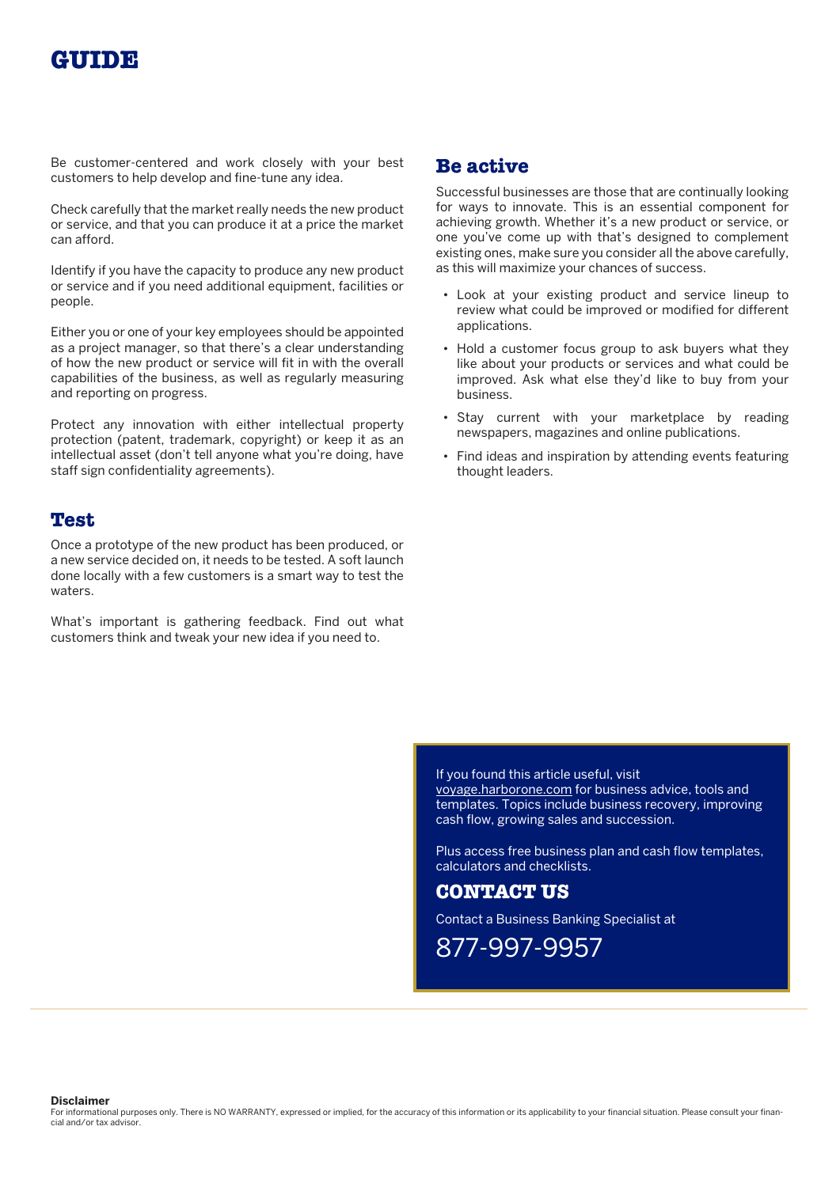Be customer-centered and work closely with your best customers to help develop and fine-tune any idea.

Check carefully that the market really needs the new product or service, and that you can produce it at a price the market can afford.

Identify if you have the capacity to produce any new product or service and if you need additional equipment, facilities or people.

Either you or one of your key employees should be appointed as a project manager, so that there's a clear understanding of how the new product or service will fit in with the overall capabilities of the business, as well as regularly measuring and reporting on progress.

Protect any innovation with either intellectual property protection (patent, trademark, copyright) or keep it as an intellectual asset (don't tell anyone what you're doing, have staff sign confidentiality agreements).

## Test

Once a prototype of the new product has been produced, or a new service decided on, it needs to be tested. A soft launch done locally with a few customers is a smart way to test the waters.

What's important is gathering feedback. Find out what customers think and tweak your new idea if you need to.

## Be active

Successful businesses are those that are continually looking for ways to innovate. This is an essential component for achieving growth. Whether it's a new product or service, or one you've come up with that's designed to complement existing ones, make sure you consider all the above carefully, as this will maximize your chances of success.

- Look at your existing product and service lineup to review what could be improved or modified for different applications.
- Hold a customer focus group to ask buyers what they like about your products or services and what could be improved. Ask what else they'd like to buy from your business.
- Stay current with your marketplace by reading newspapers, magazines and online publications.
- Find ideas and inspiration by attending events featuring thought leaders.

If you found this article useful, visit voyage.harborone.com for business advice, tools and templates. Topics include business recovery, improving cash flow, growing sales and succession.

Plus access free business plan and cash flow templates, calculators and checklists.

## CONTACT US

Contact a Business Banking Specialist at

877-997-9957

**Disclaimer**
For informational purposes only. There is NO WARRANTY, expressed or implied, for the accuracy of this information or its applicability to your financial situation. Please consult your financial and/or tax advisor.